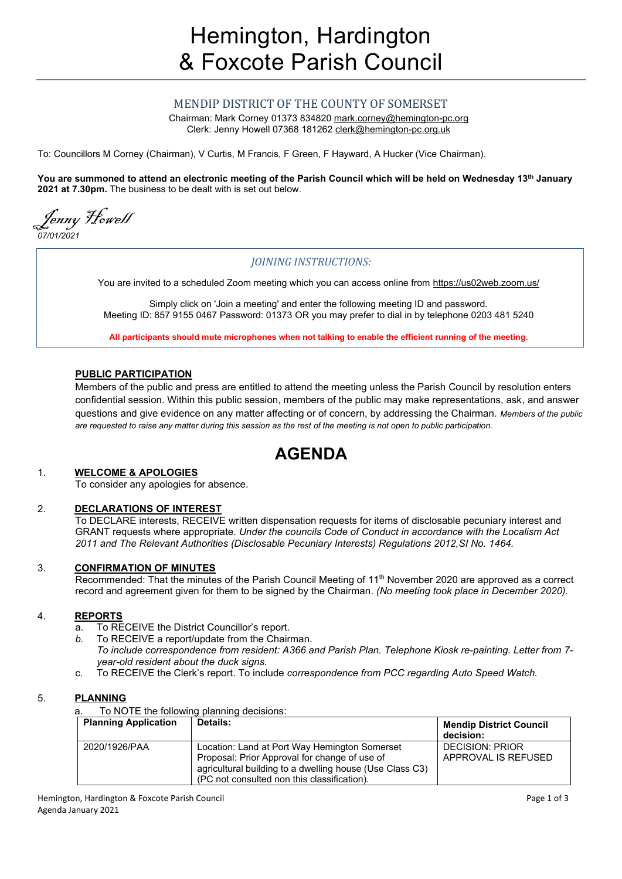# Hemington, Hardington & Foxcote Parish Council

## MENDIP DISTRICT OF THE COUNTY OF SOMERSET

Chairman: Mark Corney 01373 834820 mark.corney@hemington-pc.org
Clerk: Jenny Howell 07368 181262 clerk@hemington-pc.org.uk

To: Councillors M Corney (Chairman), V Curtis, M Francis, F Green, F Hayward, A Hucker (Vice Chairman).

**You are summoned to attend an electronic meeting of the Parish Council which will be held on Wednesday 13th January 2021 at 7.30pm.** The business to be dealt with is set out below.

*Jenny Howell*
*07/01/2021*

*JOINING INSTRUCTIONS:*

You are invited to a scheduled Zoom meeting which you can access online from https://us02web.zoom.us/

Simply click on 'Join a meeting' and enter the following meeting ID and password.
Meeting ID: 857 9155 0467 Password: 01373 OR you may prefer to dial in by telephone 0203 481 5240

**All participants should mute microphones when not talking to enable the efficient running of the meeting.**

**PUBLIC PARTICIPATION**

Members of the public and press are entitled to attend the meeting unless the Parish Council by resolution enters confidential session. Within this public session, members of the public may make representations, ask, and answer questions and give evidence on any matter affecting or of concern, by addressing the Chairman. *Members of the public are requested to raise any matter during this session as the rest of the meeting is not open to public participation.*

# AGENDA

1. **WELCOME & APOLOGIES**
   To consider any apologies for absence.

2. **DECLARATIONS OF INTEREST**
   To DECLARE interests, RECEIVE written dispensation requests for items of disclosable pecuniary interest and GRANT requests where appropriate. *Under the councils Code of Conduct in accordance with the Localism Act 2011 and The Relevant Authorities (Disclosable Pecuniary Interests) Regulations 2012,SI No. 1464.*

3. **CONFIRMATION OF MINUTES**
   Recommended: That the minutes of the Parish Council Meeting of 11th November 2020 are approved as a correct record and agreement given for them to be signed by the Chairman. *(No meeting took place in December 2020).*

4. **REPORTS**
   a. To RECEIVE the District Councillor's report.
   *b.* To RECEIVE a report/update from the Chairman.
   *To include correspondence from resident: A366 and Parish Plan. Telephone Kiosk re-painting. Letter from 7-year-old resident about the duck signs.*
   c. To RECEIVE the Clerk's report. To include *correspondence from PCC regarding Auto Speed Watch.*

5. **PLANNING**
   a. To NOTE the following planning decisions:

| Planning Application | Details: | Mendip District Council decision: |
|---|---|---|
| 2020/1926/PAA | Location: Land at Port Way Hemington Somerset Proposal: Prior Approval for change of use of agricultural building to a dwelling house (Use Class C3) (PC not consulted non this classification). | DECISION: PRIOR APPROVAL IS REFUSED |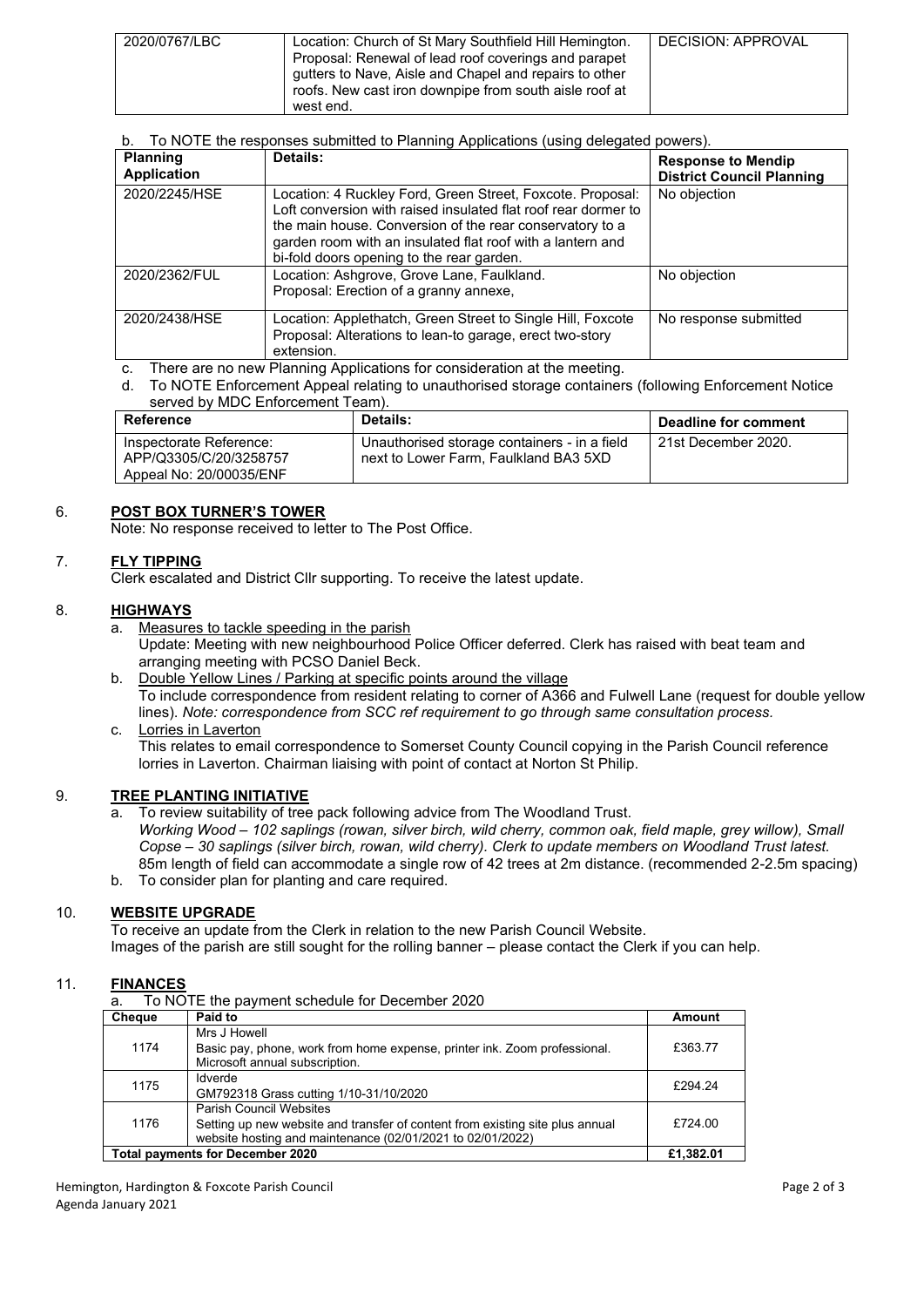| 2020/0767/LBC | Location: Church of St Mary Southfield Hill Hemington. Proposal: Renewal of lead roof coverings and parapet gutters to Nave, Aisle and Chapel and repairs to other roofs. New cast iron downpipe from south aisle roof at west end. | DECISION: APPROVAL |
|---|---|---|

b. To NOTE the responses submitted to Planning Applications (using delegated powers).

| Planning Application | Details: | Response to Mendip District Council Planning |
|---|---|---|
| 2020/2245/HSE | Location: 4 Ruckley Ford, Green Street, Foxcote. Proposal: Loft conversion with raised insulated flat roof rear dormer to the main house. Conversion of the rear conservatory to a garden room with an insulated flat roof with a lantern and bi-fold doors opening to the rear garden. | No objection |
| 2020/2362/FUL | Location: Ashgrove, Grove Lane, Faulkland. Proposal: Erection of a granny annexe, | No objection |
| 2020/2438/HSE | Location: Applethatch, Green Street to Single Hill, Foxcote Proposal: Alterations to lean-to garage, erect two-story extension. | No response submitted |

c. There are no new Planning Applications for consideration at the meeting.

d. To NOTE Enforcement Appeal relating to unauthorised storage containers (following Enforcement Notice served by MDC Enforcement Team).

| Reference | Details: | Deadline for comment |
|---|---|---|
| Inspectorate Reference: APP/Q3305/C/20/3258757 Appeal No: 20/00035/ENF | Unauthorised storage containers - in a field next to Lower Farm, Faulkland BA3 5XD | 21st December 2020. |

## 6. POST BOX TURNER'S TOWER

Note: No response received to letter to The Post Office.

## 7. FLY TIPPING

Clerk escalated and District Cllr supporting. To receive the latest update.

## 8. HIGHWAYS

a. Measures to tackle speeding in the parish
Update: Meeting with new neighbourhood Police Officer deferred. Clerk has raised with beat team and arranging meeting with PCSO Daniel Beck.

b. Double Yellow Lines / Parking at specific points around the village
To include correspondence from resident relating to corner of A366 and Fulwell Lane (request for double yellow lines). *Note: correspondence from SCC ref requirement to go through same consultation process.*

c. Lorries in Laverton
This relates to email correspondence to Somerset County Council copying in the Parish Council reference lorries in Laverton. Chairman liaising with point of contact at Norton St Philip.

## 9. TREE PLANTING INITIATIVE

a. To review suitability of tree pack following advice from The Woodland Trust.
*Working Wood – 102 saplings (rowan, silver birch, wild cherry, common oak, field maple, grey willow), Small Copse – 30 saplings (silver birch, rowan, wild cherry). Clerk to update members on Woodland Trust latest.*
85m length of field can accommodate a single row of 42 trees at 2m distance. (recommended 2-2.5m spacing)

b. To consider plan for planting and care required.

## 10. WEBSITE UPGRADE

To receive an update from the Clerk in relation to the new Parish Council Website.
Images of the parish are still sought for the rolling banner – please contact the Clerk if you can help.

## 11. FINANCES

a. To NOTE the payment schedule for December 2020

| Cheque | Paid to | Amount |
|---|---|---|
| 1174 | Mrs J Howell<br>Basic pay, phone, work from home expense, printer ink. Zoom professional. Microsoft annual subscription. | £363.77 |
| 1175 | Idverde<br>GM792318 Grass cutting 1/10-31/10/2020 | £294.24 |
| 1176 | Parish Council Websites<br>Setting up new website and transfer of content from existing site plus annual website hosting and maintenance (02/01/2021 to 02/01/2022) | £724.00 |
| **Total payments for December 2020** | | **£1,382.01** |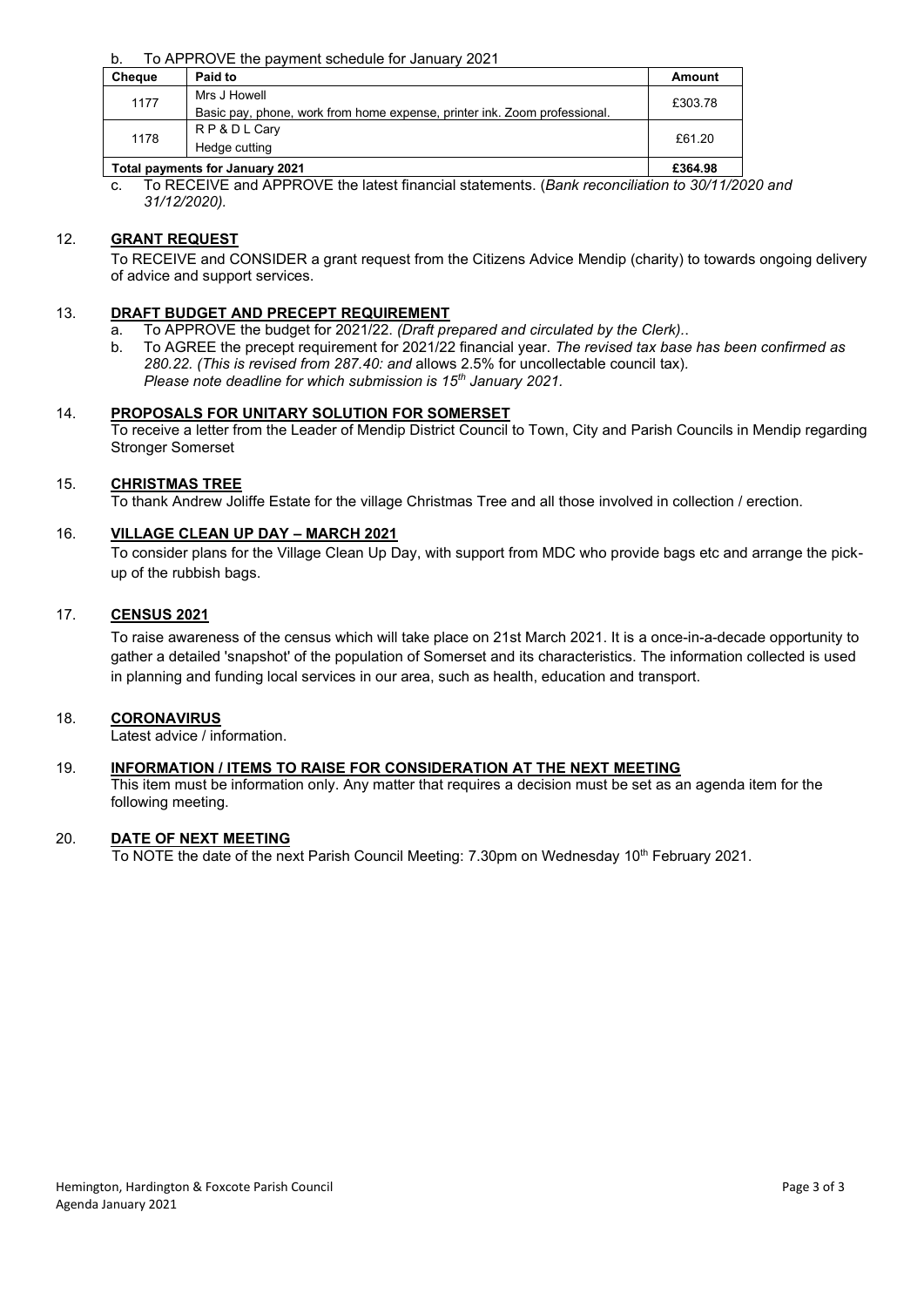b. To APPROVE the payment schedule for January 2021

| Cheque | Paid to | Amount |
|---|---|---|
| 1177 | Mrs J Howell<br>Basic pay, phone, work from home expense, printer ink. Zoom professional. | £303.78 |
| 1178 | R P & D L Cary<br>Hedge cutting | £61.20 |
| **Total payments for January 2021** | | **£364.98** |

c. To RECEIVE and APPROVE the latest financial statements. (*Bank reconciliation to 30/11/2020 and 31/12/2020).*

## 12. GRANT REQUEST

To RECEIVE and CONSIDER a grant request from the Citizens Advice Mendip (charity) to towards ongoing delivery of advice and support services.

## 13. DRAFT BUDGET AND PRECEPT REQUIREMENT

a. To APPROVE the budget for 2021/22. *(Draft prepared and circulated by the Clerk).*.

b. To AGREE the precept requirement for 2021/22 financial year. *The revised tax base has been confirmed as 280.22. (This is revised from 287.40: and* allows 2.5% for uncollectable council tax). *Please note deadline for which submission is 15th January 2021.*

## 14. PROPOSALS FOR UNITARY SOLUTION FOR SOMERSET

To receive a letter from the Leader of Mendip District Council to Town, City and Parish Councils in Mendip regarding Stronger Somerset

## 15. CHRISTMAS TREE

To thank Andrew Joliffe Estate for the village Christmas Tree and all those involved in collection / erection.

## 16. VILLAGE CLEAN UP DAY – MARCH 2021

To consider plans for the Village Clean Up Day, with support from MDC who provide bags etc and arrange the pick-up of the rubbish bags.

## 17. CENSUS 2021

To raise awareness of the census which will take place on 21st March 2021. It is a once-in-a-decade opportunity to gather a detailed 'snapshot' of the population of Somerset and its characteristics. The information collected is used in planning and funding local services in our area, such as health, education and transport.

## 18. CORONAVIRUS

Latest advice / information.

## 19. INFORMATION / ITEMS TO RAISE FOR CONSIDERATION AT THE NEXT MEETING

This item must be information only. Any matter that requires a decision must be set as an agenda item for the following meeting.

## 20. DATE OF NEXT MEETING

To NOTE the date of the next Parish Council Meeting: 7.30pm on Wednesday 10th February 2021.